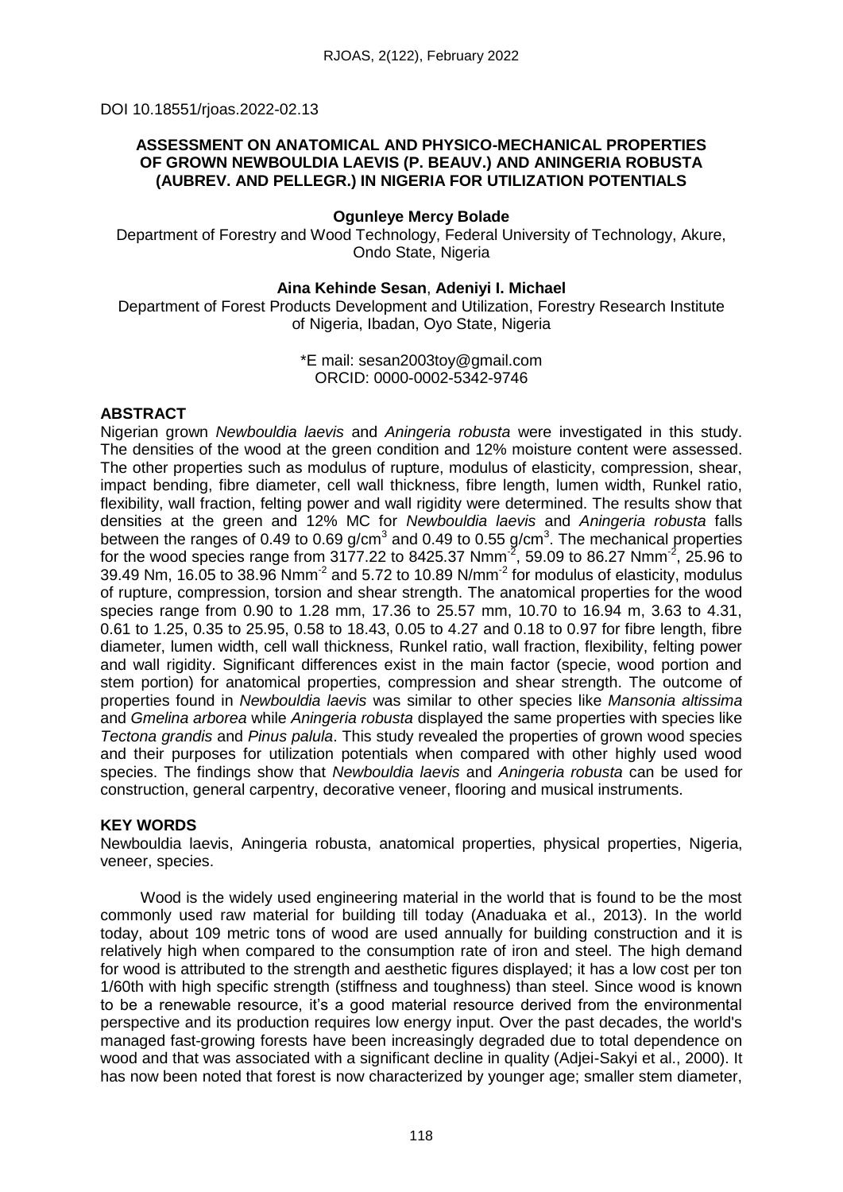DOI 10.18551/rjoas.2022-02.13

# ASSESSMENT ON ANATOMICAL AND PHYSICO-MECHANICAL PROPERTIES OF GROWN NEWBOULDIA LAEVIS (P. BEAUV.) AND ANINGERIA ROBUSTA (AUBREV. AND PELLEGR.) IN NIGERIA FOR UTILIZATION POTENTIALS

**Ogunleye Mercy Bolade**

Department of Forestry and Wood Technology, Federal University of Technology, Akure, Ondo State, Nigeria

**Aina Kehinde Sesan**, **Adeniyi I. Michael**

Department of Forest Products Development and Utilization, Forestry Research Institute of Nigeria, Ibadan, Oyo State, Nigeria

*E mail: sesan2003toy@gmail.com
ORCID: 0000-0002-5342-9746

## ABSTRACT

Nigerian grown *Newbouldia laevis* and *Aningeria robusta* were investigated in this study. The densities of the wood at the green condition and 12% moisture content were assessed. The other properties such as modulus of rupture, modulus of elasticity, compression, shear, impact bending, fibre diameter, cell wall thickness, fibre length, lumen width, Runkel ratio, flexibility, wall fraction, felting power and wall rigidity were determined. The results show that densities at the green and 12% MC for *Newbouldia laevis* and *Aningeria robusta* falls between the ranges of 0.49 to 0.69 $g/cm^3$ and 0.49 to 0.55 $g/cm^3$. The mechanical properties for the wood species range from 3177.22 to 8425.37 $Nmm^{-2}$, 59.09 to 86.27 $Nmm^{-2}$, 25.96 to 39.49 Nm, 16.05 to 38.96 $Nmm^{-2}$ and 5.72 to 10.89 $N/mm^{-2}$ for modulus of elasticity, modulus of rupture, compression, torsion and shear strength. The anatomical properties for the wood species range from 0.90 to 1.28 mm, 17.36 to 25.57 mm, 10.70 to 16.94 m, 3.63 to 4.31, 0.61 to 1.25, 0.35 to 25.95, 0.58 to 18.43, 0.05 to 4.27 and 0.18 to 0.97 for fibre length, fibre diameter, lumen width, cell wall thickness, Runkel ratio, wall fraction, flexibility, felting power and wall rigidity. Significant differences exist in the main factor (specie, wood portion and stem portion) for anatomical properties, compression and shear strength. The outcome of properties found in *Newbouldia laevis* was similar to other species like *Mansonia altissima* and *Gmelina arborea* while *Aningeria robusta* displayed the same properties with species like *Tectona grandis* and *Pinus palula*. This study revealed the properties of grown wood species and their purposes for utilization potentials when compared with other highly used wood species. The findings show that *Newbouldia laevis* and *Aningeria robusta* can be used for construction, general carpentry, decorative veneer, flooring and musical instruments.

## KEY WORDS

Newbouldia laevis, Aningeria robusta, anatomical properties, physical properties, Nigeria, veneer, species.

Wood is the widely used engineering material in the world that is found to be the most commonly used raw material for building till today (Anaduaka et al., 2013). In the world today, about 109 metric tons of wood are used annually for building construction and it is relatively high when compared to the consumption rate of iron and steel. The high demand for wood is attributed to the strength and aesthetic figures displayed; it has a low cost per ton 1/60th with high specific strength (stiffness and toughness) than steel. Since wood is known to be a renewable resource, it's a good material resource derived from the environmental perspective and its production requires low energy input. Over the past decades, the world's managed fast-growing forests have been increasingly degraded due to total dependence on wood and that was associated with a significant decline in quality (Adjei-Sakyi et al., 2000). It has now been noted that forest is now characterized by younger age; smaller stem diameter,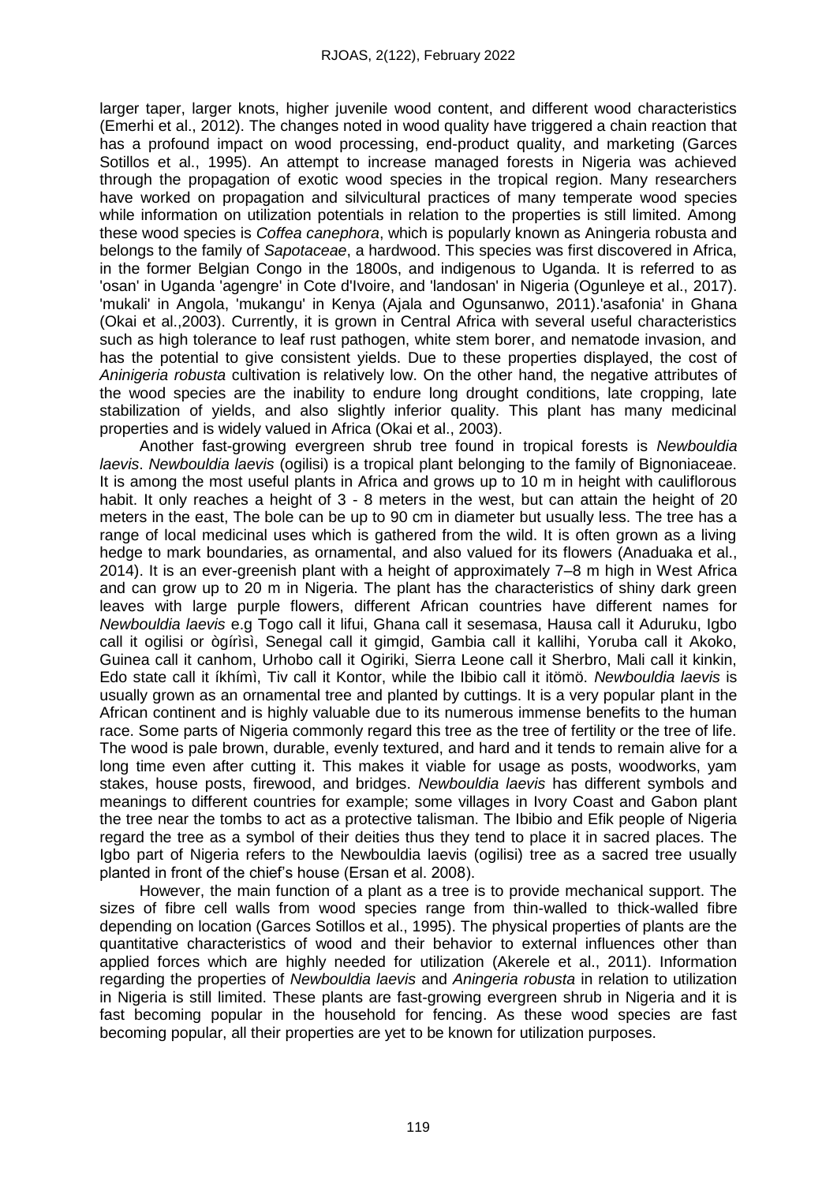larger taper, larger knots, higher juvenile wood content, and different wood characteristics (Emerhi et al., 2012). The changes noted in wood quality have triggered a chain reaction that has a profound impact on wood processing, end-product quality, and marketing (Garces Sotillos et al., 1995). An attempt to increase managed forests in Nigeria was achieved through the propagation of exotic wood species in the tropical region. Many researchers have worked on propagation and silvicultural practices of many temperate wood species while information on utilization potentials in relation to the properties is still limited. Among these wood species is *Coffea canephora*, which is popularly known as Aningeria robusta and belongs to the family of *Sapotaceae*, a hardwood. This species was first discovered in Africa, in the former Belgian Congo in the 1800s, and indigenous to Uganda. It is referred to as 'osan' in Uganda 'agengre' in Cote d'Ivoire, and 'landosan' in Nigeria (Ogunleye et al., 2017). 'mukali' in Angola, 'mukangu' in Kenya (Ajala and Ogunsanwo, 2011).'asafonia' in Ghana (Okai et al.,2003). Currently, it is grown in Central Africa with several useful characteristics such as high tolerance to leaf rust pathogen, white stem borer, and nematode invasion, and has the potential to give consistent yields. Due to these properties displayed, the cost of *Aninigeria robusta* cultivation is relatively low. On the other hand, the negative attributes of the wood species are the inability to endure long drought conditions, late cropping, late stabilization of yields, and also slightly inferior quality. This plant has many medicinal properties and is widely valued in Africa (Okai et al., 2003).

Another fast-growing evergreen shrub tree found in tropical forests is *Newbouldia laevis*. *Newbouldia laevis* (ogilisi) is a tropical plant belonging to the family of Bignoniaceae. It is among the most useful plants in Africa and grows up to 10 m in height with cauliflorous habit. It only reaches a height of 3 - 8 meters in the west, but can attain the height of 20 meters in the east, The bole can be up to 90 cm in diameter but usually less. The tree has a range of local medicinal uses which is gathered from the wild. It is often grown as a living hedge to mark boundaries, as ornamental, and also valued for its flowers (Anaduaka et al., 2014). It is an ever-greenish plant with a height of approximately 7–8 m high in West Africa and can grow up to 20 m in Nigeria. The plant has the characteristics of shiny dark green leaves with large purple flowers, different African countries have different names for *Newbouldia laevis* e.g Togo call it lifui, Ghana call it sesemasa, Hausa call it Aduruku, Igbo call it ogilisi or ògírìsì, Senegal call it gimgid, Gambia call it kallihi, Yoruba call it Akoko, Guinea call it canhom, Urhobo call it Ogiriki, Sierra Leone call it Sherbro, Mali call it kinkin, Edo state call it íkhímì, Tiv call it Kontor, while the Ibibio call it itömö. *Newbouldia laevis* is usually grown as an ornamental tree and planted by cuttings. It is a very popular plant in the African continent and is highly valuable due to its numerous immense benefits to the human race. Some parts of Nigeria commonly regard this tree as the tree of fertility or the tree of life. The wood is pale brown, durable, evenly textured, and hard and it tends to remain alive for a long time even after cutting it. This makes it viable for usage as posts, woodworks, yam stakes, house posts, firewood, and bridges. *Newbouldia laevis* has different symbols and meanings to different countries for example; some villages in Ivory Coast and Gabon plant the tree near the tombs to act as a protective talisman. The Ibibio and Efik people of Nigeria regard the tree as a symbol of their deities thus they tend to place it in sacred places. The Igbo part of Nigeria refers to the Newbouldia laevis (ogilisi) tree as a sacred tree usually planted in front of the chief's house (Ersan et al. 2008).

However, the main function of a plant as a tree is to provide mechanical support. The sizes of fibre cell walls from wood species range from thin-walled to thick-walled fibre depending on location (Garces Sotillos et al., 1995). The physical properties of plants are the quantitative characteristics of wood and their behavior to external influences other than applied forces which are highly needed for utilization (Akerele et al., 2011). Information regarding the properties of *Newbouldia laevis* and *Aningeria robusta* in relation to utilization in Nigeria is still limited. These plants are fast-growing evergreen shrub in Nigeria and it is fast becoming popular in the household for fencing. As these wood species are fast becoming popular, all their properties are yet to be known for utilization purposes.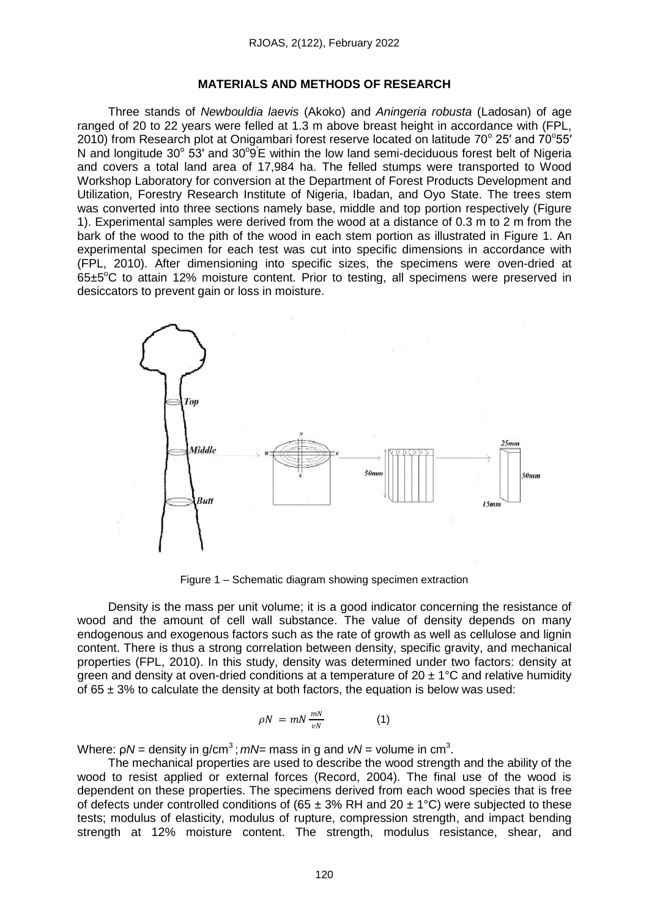## MATERIALS AND METHODS OF RESEARCH

Three stands of *Newbouldia laevis* (Akoko) and *Aningeria robusta* (Ladosan) of age ranged of 20 to 22 years were felled at 1.3 m above breast height in accordance with (FPL, 2010) from Research plot at Onigambari forest reserve located on latitude 70° 25′ and 70°55′ N and longitude 30° 53′ and 30°9′E within the low land semi-deciduous forest belt of Nigeria and covers a total land area of 17,984 ha. The felled stumps were transported to Wood Workshop Laboratory for conversion at the Department of Forest Products Development and Utilization, Forestry Research Institute of Nigeria, Ibadan, and Oyo State. The trees stem was converted into three sections namely base, middle and top portion respectively (Figure 1). Experimental samples were derived from the wood at a distance of 0.3 m to 2 m from the bark of the wood to the pith of the wood in each stem portion as illustrated in Figure 1. An experimental specimen for each test was cut into specific dimensions in accordance with (FPL, 2010). After dimensioning into specific sizes, the specimens were oven-dried at 65±5°C to attain 12% moisture content. Prior to testing, all specimens were preserved in desiccators to prevent gain or loss in moisture.

Figure 1 – Schematic diagram showing specimen extraction

Density is the mass per unit volume; it is a good indicator concerning the resistance of wood and the amount of cell wall substance. The value of density depends on many endogenous and exogenous factors such as the rate of growth as well as cellulose and lignin content. There is thus a strong correlation between density, specific gravity, and mechanical properties (FPL, 2010). In this study, density was determined under two factors: density at green and density at oven-dried conditions at a temperature of 20 ± 1°C and relative humidity of 65 ± 3% to calculate the density at both factors, the equation is below was used:

$$\rho N = mN \frac{mN}{vN} \qquad (1)$$

Where: $\rho N$ = density in g/cm$^3$; $mN$= mass in g and $vN$ = volume in cm$^3$.

The mechanical properties are used to describe the wood strength and the ability of the wood to resist applied or external forces (Record, 2004). The final use of the wood is dependent on these properties. The specimens derived from each wood species that is free of defects under controlled conditions of (65 ± 3% RH and 20 ± 1°C) were subjected to these tests; modulus of elasticity, modulus of rupture, compression strength, and impact bending strength at 12% moisture content. The strength, modulus resistance, shear, and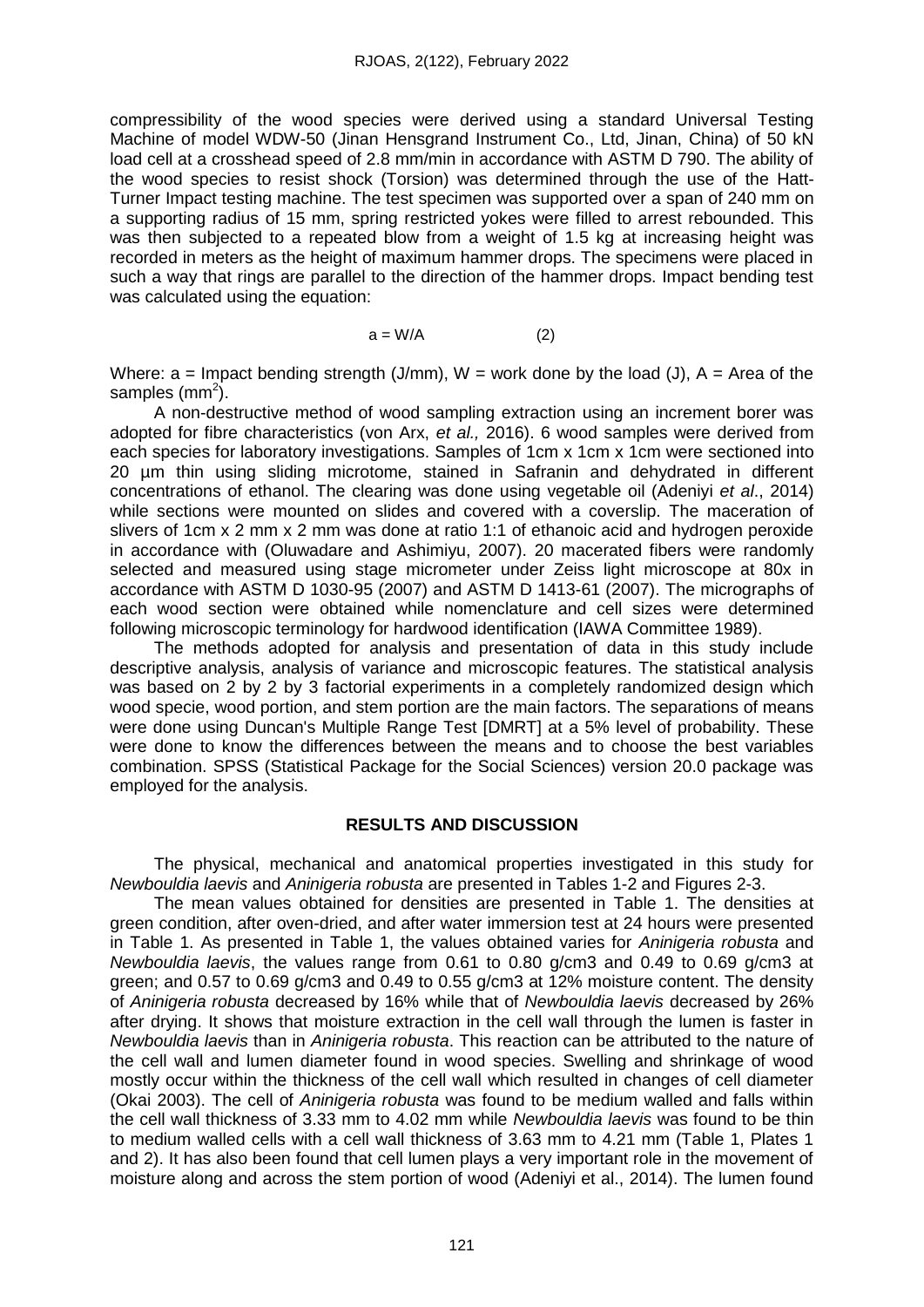compressibility of the wood species were derived using a standard Universal Testing Machine of model WDW-50 (Jinan Hensgrand Instrument Co., Ltd, Jinan, China) of 50 kN load cell at a crosshead speed of 2.8 mm/min in accordance with ASTM D 790. The ability of the wood species to resist shock (Torsion) was determined through the use of the Hatt-Turner Impact testing machine. The test specimen was supported over a span of 240 mm on a supporting radius of 15 mm, spring restricted yokes were filled to arrest rebounded. This was then subjected to a repeated blow from a weight of 1.5 kg at increasing height was recorded in meters as the height of maximum hammer drops. The specimens were placed in such a way that rings are parallel to the direction of the hammer drops. Impact bending test was calculated using the equation:

$$a = W/A \qquad (2)$$

Where: a = Impact bending strength (J/mm), W = work done by the load (J), A = Area of the samples ($mm^2$).

A non-destructive method of wood sampling extraction using an increment borer was adopted for fibre characteristics (von Arx, *et al.,* 2016). 6 wood samples were derived from each species for laboratory investigations. Samples of 1cm x 1cm x 1cm were sectioned into 20 µm thin using sliding microtome, stained in Safranin and dehydrated in different concentrations of ethanol. The clearing was done using vegetable oil (Adeniyi *et al*., 2014) while sections were mounted on slides and covered with a coverslip. The maceration of slivers of 1cm x 2 mm x 2 mm was done at ratio 1:1 of ethanoic acid and hydrogen peroxide in accordance with (Oluwadare and Ashimiyu, 2007). 20 macerated fibers were randomly selected and measured using stage micrometer under Zeiss light microscope at 80x in accordance with ASTM D 1030-95 (2007) and ASTM D 1413-61 (2007). The micrographs of each wood section were obtained while nomenclature and cell sizes were determined following microscopic terminology for hardwood identification (IAWA Committee 1989).

The methods adopted for analysis and presentation of data in this study include descriptive analysis, analysis of variance and microscopic features. The statistical analysis was based on 2 by 2 by 3 factorial experiments in a completely randomized design which wood specie, wood portion, and stem portion are the main factors. The separations of means were done using Duncan's Multiple Range Test [DMRT] at a 5% level of probability. These were done to know the differences between the means and to choose the best variables combination. SPSS (Statistical Package for the Social Sciences) version 20.0 package was employed for the analysis.

## RESULTS AND DISCUSSION

The physical, mechanical and anatomical properties investigated in this study for *Newbouldia laevis* and *Aninigeria robusta* are presented in Tables 1-2 and Figures 2-3.

The mean values obtained for densities are presented in Table 1. The densities at green condition, after oven-dried, and after water immersion test at 24 hours were presented in Table 1. As presented in Table 1, the values obtained varies for *Aninigeria robusta* and *Newbouldia laevis*, the values range from 0.61 to 0.80 g/cm3 and 0.49 to 0.69 g/cm3 at green; and 0.57 to 0.69 g/cm3 and 0.49 to 0.55 g/cm3 at 12% moisture content. The density of *Aninigeria robusta* decreased by 16% while that of *Newbouldia laevis* decreased by 26% after drying. It shows that moisture extraction in the cell wall through the lumen is faster in *Newbouldia laevis* than in *Aninigeria robusta*. This reaction can be attributed to the nature of the cell wall and lumen diameter found in wood species. Swelling and shrinkage of wood mostly occur within the thickness of the cell wall which resulted in changes of cell diameter (Okai 2003). The cell of *Aninigeria robusta* was found to be medium walled and falls within the cell wall thickness of 3.33 mm to 4.02 mm while *Newbouldia laevis* was found to be thin to medium walled cells with a cell wall thickness of 3.63 mm to 4.21 mm (Table 1, Plates 1 and 2). It has also been found that cell lumen plays a very important role in the movement of moisture along and across the stem portion of wood (Adeniyi et al., 2014). The lumen found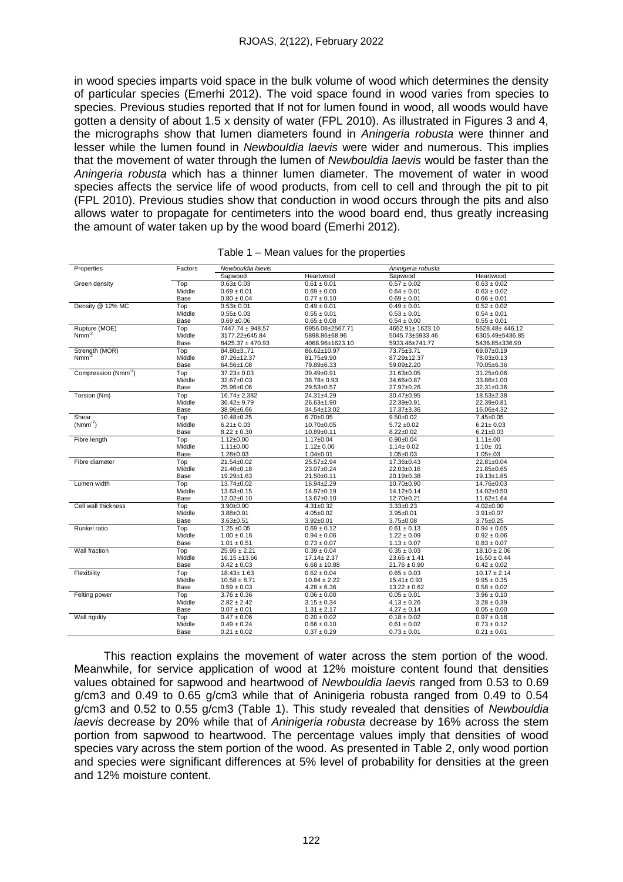in wood species imparts void space in the bulk volume of wood which determines the density of particular species (Emerhi 2012). The void space found in wood varies from species to species. Previous studies reported that If not for lumen found in wood, all woods would have gotten a density of about 1.5 x density of water (FPL 2010). As illustrated in Figures 3 and 4, the micrographs show that lumen diameters found in *Aningeria robusta* were thinner and lesser while the lumen found in *Newbouldia laevis* were wider and numerous. This implies that the movement of water through the lumen of *Newbouldia laevis* would be faster than the *Aningeria robusta* which has a thinner lumen diameter. The movement of water in wood species affects the service life of wood products, from cell to cell and through the pit to pit (FPL 2010). Previous studies show that conduction in wood occurs through the pits and also allows water to propagate for centimeters into the wood board end, thus greatly increasing the amount of water taken up by the wood board (Emerhi 2012).

Table 1 – Mean values for the properties

| Properties | Factors | *Newbouldia laevis* | | *Aninigeria robusta* | |
|---|---|---|---|---|---|
| | | Sapwood | Heartwood | Sapwood | Heartwood |
| Green density | Top | 0.63± 0.03 | 0.61 ± 0.01 | 0.57 ± 0.02 | 0.63 ± 0.02 |
| | Middle | 0.69 ± 0.01 | 0.69 ± 0.00 | 0.64 ± 0.01 | 0.63 ± 0.02 |
| | Base | 0.80 ± 0.04 | 0.77 ± 0.10 | 0.69 ± 0.01 | 0.66 ± 0.01 |
| Density @ 12% MC | Top | 0.53± 0.01 | 0.49 ± 0.01 | 0.49 ± 0.01 | 0.52 ± 0.02 |
| | Middle | 0.55± 0.03 | 0.55 ± 0.01 | 0.53 ± 0.01 | 0.54 ± 0.01 |
| | Base | 0.69 ±0.06 | 0.65 ± 0.08 | 0.54 ± 0.00 | 0.55 ± 0.01 |
| Rupture (MOE) $Nmm^{-2}$ | Top | 7447.74 ± 948.57 | 6956.08±2567.71 | 4652.91± 1623.10 | 5628.48± 446.12 |
| | Middle | 3177.22±645.84 | 5898.86±68.96 | 5045.73±5933.46 | 6305.49±5436.85 |
| | Base | 8425.37 ± 470.93 | 4068.96±1623.10 | 5933.46±741.77 | 5436.85±336.90 |
| Strength (MOR) $Nmm^{-2}$ | Top | 84.80±3.,71 | 86.62±10.97 | 73.75±3.71 | 69.07±0.19 |
| | Middle | 87.26±12.37 | 81.75±9.90 | 87.29±12.37 | 78.03±0.13 |
| | Base | 64.56±1.08 | 79.89±6.33 | 59.09±2.20 | 70.05±6.36 |
| Compression ($Nmm^{-2}$) | Top | 37.23± 0.03 | 39.49±0.91 | 31.63±0.05 | 31.25±0.06 |
| | Middle | 32.67±0.03 | 38.78± 0.93 | 34.66±0.87 | 33.86±1.00 |
| | Base | 25.96±0.06 | 29.53±0.57 | 27.97±0.26 | 32.31±0.36 |
| Torsion (Nm) | Top | 16.74± 2.382 | 24.31±4.29 | 30.47±0.95 | 18.53±2.38 |
| | Middle | 36.42± 9.79 | 26.63±1.90 | 22.39±0.91 | 22.39±0.81 |
| | Base | 38.96±6.66 | 34.54±13.02 | 17.37±3.36 | 16.06±4.32 |
| Shear ($Nmm^{-2}$) | Top | 10.48±0.25 | 6.70±0.05 | 9.50±0.02 | 7.45±0.05 |
| | Middle | 6.21± 0.03 | 10.70±0.05 | 5.72 ±0.02 | 6.21± 0.03 |
| | Base | 8.22 ± 0.30 | 10.89±0.11 | 8.22±0.02 | 6.21±0.03 |
| Fibre length | Top | 1.12±0.00 | 1.17±0.04 | 0.90±0.04 | 1.11±.00 |
| | Middle | 1.11±0.00 | 1.12± 0.00 | 1.14± 0.02 | 1.10± .01 |
| | Base | 1.28±0.03 | 1.04±0.01 | 1.05±0.03 | 1.05±.03 |
| Fibre diameter | Top | 21.54±0.02 | 25.57±2.94 | 17.36±0.43 | 22.81±0.04 |
| | Middle | 21.40±0.18 | 23.07±0.24 | 22.03±0.16 | 21.85±0.65 |
| | Base | 19.29±1.63 | 21.50±0.11 | 20.19±0.38 | 19.13±1.85 |
| Lumen width | Top | 13.74±0.02 | 16.94±2.29 | 10.70±0.90 | 14.76±0.03 |
| | Middle | 13.63±0.15 | 14.97±0.19 | 14.12±0.14 | 14.02±0.50 |
| | Base | 12.02±0.10 | 13.67±0.10 | 12.70±0.21 | 11.62±1.64 |
| Cell wall thickness | Top | 3.90±0.00 | 4.31±0.32 | 3.33±0.23 | 4.02±0.00 |
| | Middle | 3.88±0.01 | 4.05±0.02 | 3.95±0.01 | 3.91±0.07 |
| | Base | 3.63±0.51 | 3.92±0.01 | 3.75±0.08 | 3.75±0.25 |
| Runkel ratio | Top | 1.25 ±0.05 | 0.69 ± 0.12 | 0.61 ± 0.13 | 0.94 ± 0.05 |
| | Middle | 1.00 ± 0.16 | 0.94 ± 0.06 | 1.22 ± 0.09 | 0.92 ± 0.06 |
| | Base | 1.01 ± 0.51 | 0.73 ± 0.07 | 1.13 ± 0.07 | 0.83 ± 0.07 |
| Wall fraction | Top | 25.95 ± 2.21 | 0.39 ± 0.04 | 0.35 ± 0.03 | 18.10 ± 2.06 |
| | Middle | 16.15 ±13.66 | 17.14± 2.37 | 23.66 ± 1.41 | 16.50 ± 0.44 |
| | Base | 0.42 ± 0.03 | 6.68 ± 10.88 | 21.76 ± 0.90 | 0.42 ± 0.02 |
| Flexibility | Top | 18.43± 1.63 | 0.62 ± 0.04 | 0.65 ± 0.03 | 10.17 ± 2.14 |
| | Middle | 10.58 ± 8.71 | 10.84 ± 2.22 | 15.41± 0.93 | 9.95 ± 0.35 |
| | Base | 0.59 ± 0.03 | 4.28 ± 6.36 | 13.22 ± 0.62 | 0.58 ± 0.02 |
| Felting power | Top | 3.76 ± 0.36 | 0.06 ± 0.00 | 0.05 ± 0.01 | 3.96 ± 0.10 |
| | Middle | 2.82 ± 2.42 | 3.15 ± 0.34 | 4.13 ± 0.26 | 3.28 ± 0.39 |
| | Base | 0.07 ± 0.01 | 1.31 ± 2.17 | 4.27 ± 0.14 | 0.05 ± 0.00 |
| Wall rigidity | Top | 0.47 ± 0.06 | 0.20 ± 0.02 | 0.18 ± 0.02 | 0.97 ± 0.18 |
| | Middle | 0.49 ± 0.24 | 0.66 ± 0.10 | 0.61 ± 0.02 | 0.73 ± 0.12 |
| | Base | 0.21 ± 0.02 | 0.37 ± 0.29 | 0.73 ± 0.01 | 0.21 ± 0.01 |

This reaction explains the movement of water across the stem portion of the wood. Meanwhile, for service application of wood at 12% moisture content found that densities values obtained for sapwood and heartwood of *Newbouldia laevis* ranged from 0.53 to 0.69 g/cm3 and 0.49 to 0.65 g/cm3 while that of Aninigeria robusta ranged from 0.49 to 0.54 g/cm3 and 0.52 to 0.55 g/cm3 (Table 1). This study revealed that densities of *Newbouldia laevis* decrease by 20% while that of *Aninigeria robusta* decrease by 16% across the stem portion from sapwood to heartwood. The percentage values imply that densities of wood species vary across the stem portion of the wood. As presented in Table 2, only wood portion and species were significant differences at 5% level of probability for densities at the green and 12% moisture content.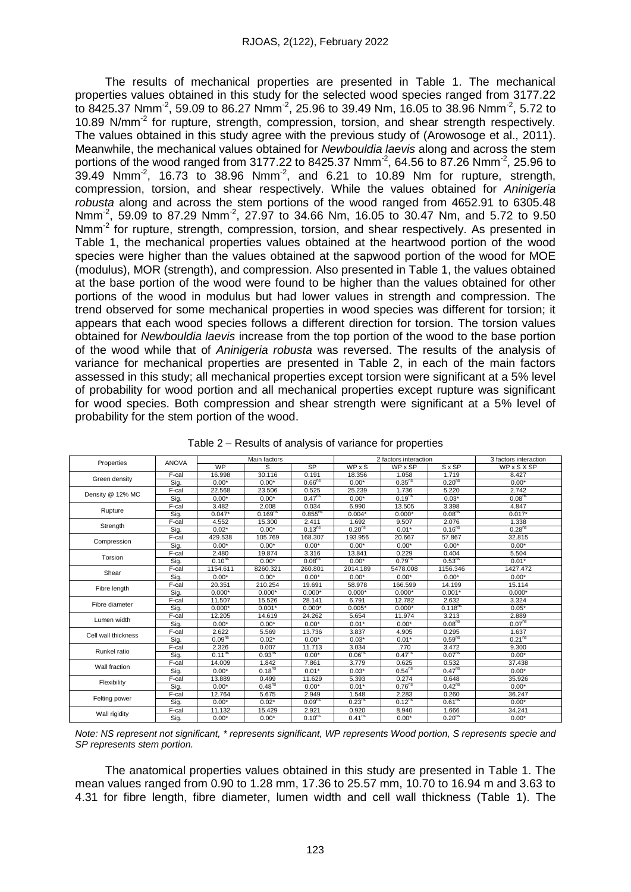The results of mechanical properties are presented in Table 1. The mechanical properties values obtained in this study for the selected wood species ranged from 3177.22 to 8425.37 Nmm$^{-2}$, 59.09 to 86.27 Nmm$^{-2}$, 25.96 to 39.49 Nm, 16.05 to 38.96 Nmm$^{-2}$, 5.72 to 10.89 N/mm$^{-2}$ for rupture, strength, compression, torsion, and shear strength respectively. The values obtained in this study agree with the previous study of (Arowosoge et al., 2011). Meanwhile, the mechanical values obtained for *Newbouldia laevis* along and across the stem portions of the wood ranged from 3177.22 to 8425.37 Nmm$^{-2}$, 64.56 to 87.26 Nmm$^{-2}$, 25.96 to 39.49 Nmm$^{-2}$, 16.73 to 38.96 Nmm$^{-2}$, and 6.21 to 10.89 Nm for rupture, strength, compression, torsion, and shear respectively. While the values obtained for *Aninigeria robusta* along and across the stem portions of the wood ranged from 4652.91 to 6305.48 Nmm$^{-2}$, 59.09 to 87.29 Nmm$^{-2}$, 27.97 to 34.66 Nm, 16.05 to 30.47 Nm, and 5.72 to 9.50 Nmm$^{-2}$ for rupture, strength, compression, torsion, and shear respectively. As presented in Table 1, the mechanical properties values obtained at the heartwood portion of the wood species were higher than the values obtained at the sapwood portion of the wood for MOE (modulus), MOR (strength), and compression. Also presented in Table 1, the values obtained at the base portion of the wood were found to be higher than the values obtained for other portions of the wood in modulus but had lower values in strength and compression. The trend observed for some mechanical properties in wood species was different for torsion; it appears that each wood species follows a different direction for torsion. The torsion values obtained for *Newbouldia laevis* increase from the top portion of the wood to the base portion of the wood while that of *Aninigeria robusta* was reversed. The results of the analysis of variance for mechanical properties are presented in Table 2, in each of the main factors assessed in this study; all mechanical properties except torsion were significant at a 5% level of probability for wood portion and all mechanical properties except rupture was significant for wood species. Both compression and shear strength were significant at a 5% level of probability for the stem portion of the wood.

Table 2 – Results of analysis of variance for properties

| Properties | ANOVA | Main factors | | | 2 factors interaction | | | 3 factors interaction |
|---|---|---|---|---|---|---|---|---|
| | | WP | S | SP | WP x S | WP x SP | S x SP | WP x S X SP |
| Green density | F-cal | 16.998 | 30.116 | 0.191 | 18.356 | 1.058 | 1.719 | 8.427 |
| | Sig. | 0.00* | 0.00* | 0.66$^{ns}$ | 0.00* | 0.35$^{ns}$ | 0.20$^{ns}$ | 0.00* |
| Density @ 12% MC | F-cal | 22.568 | 23.506 | 0.525 | 25.239 | 1.736 | 5.220 | 2.742 |
| | Sig. | 0.00* | 0.00* | 0.47$^{ns}$ | 0.00* | 0.19$^{ns}$ | 0.03* | 0.08$^{ns}$ |
| Rupture | F-cal | 3.482 | 2.008 | 0.034 | 6.990 | 13.505 | 3.398 | 4.847 |
| | Sig. | 0.047* | 0.169$^{ns}$ | 0.855$^{ns}$ | 0.004* | 0.000* | 0.08$^{ns}$ | 0.017* |
| Strength | F-cal | 4.552 | 15.300 | 2.411 | 1.692 | 9.507 | 2.076 | 1.338 |
| | Sig. | 0.02* | 0.00* | 0.13$^{ns}$ | 0.20$^{ns}$ | 0.01* | 0.16$^{ns}$ | 0.28$^{ns}$ |
| Compression | F-cal | 429.538 | 105.769 | 168.307 | 193.956 | 20.667 | 57.867 | 32.815 |
| | Sig. | 0.00* | 0.00* | 0.00* | 0.00* | 0.00* | 0.00* | 0.00* |
| Torsion | F-cal | 2.480 | 19.874 | 3.316 | 13.841 | 0.229 | 0.404 | 5.504 |
| | Sig. | 0.10$^{ns}$ | 0.00* | 0.08$^{ns}$ | 0.00* | 0.79$^{ns}$ | 0.53$^{ns}$ | 0.01* |
| Shear | F-cal | 1154.611 | 8260.321 | 260.801 | 2014.189 | 5478.008 | 1156.346 | 1427.472 |
| | Sig. | 0.00* | 0.00* | 0.00* | 0.00* | 0.00* | 0.00* | 0.00* |
| Fibre length | F-cal | 20.351 | 210.254 | 19.691 | 58.978 | 166.599 | 14.199 | 15.114 |
| | Sig. | 0.000* | 0.000* | 0.000* | 0.000* | 0.000* | 0.001* | 0.000* |
| Fibre diameter | F-cal | 11.507 | 15.526 | 28.141 | 6.791 | 12.782 | 2.632 | 3.324 |
| | Sig. | 0.000* | 0.001* | 0.000* | 0.005* | 0.000* | 0.118$^{ns}$ | 0.05* |
| Lumen width | F-cal | 12.205 | 14.619 | 24.262 | 5.654 | 11.974 | 3.213 | 2.889 |
| | Sig. | 0.00* | 0.00* | 0.00* | 0.01* | 0.00* | 0.08$^{ns}$ | 0.07$^{ns}$ |
| Cell wall thickness | F-cal | 2.622 | 5.569 | 13.736 | 3.837 | 4.905 | 0.295 | 1.637 |
| | Sig. | 0.09$^{ns}$ | 0.02* | 0.00* | 0.03* | 0.01* | 0.59$^{ns}$ | 0.21$^{ns}$ |
| Runkel ratio | F-cal | 2.326 | 0.007 | 11.713 | 3.034 | .770 | 3.472 | 9.300 |
| | Sig. | 0.11$^{ns}$ | 0.93$^{ns}$ | 0.00* | 0.06$^{ns}$ | 0.47$^{ns}$ | 0.07$^{ns}$ | 0.00* |
| Wall fraction | F-cal | 14.009 | 1.842 | 7.861 | 3.779 | 0.625 | 0.532 | 37.438 |
| | Sig. | 0.00* | 0.18$^{ns}$ | 0.01* | 0.03* | 0.54$^{ns}$ | 0.47$^{ns}$ | 0.00* |
| Flexibility | F-cal | 13.889 | 0.499 | 11.629 | 5.393 | 0.274 | 0.648 | 35.926 |
| | Sig. | 0.00* | 0.48$^{ns}$ | 0.00* | 0.01* | 0.76$^{ns}$ | 0.42$^{ns}$ | 0.00* |
| Felting power | F-cal | 12.764 | 5.675 | 2.949 | 1.548 | 2.283 | 0.260 | 36.247 |
| | Sig. | 0.00* | 0.02* | 0.09$^{ns}$ | 0.23$^{ns}$ | 0.12$^{ns}$ | 0.61$^{ns}$ | 0.00* |
| Wall rigidity | F-cal | 11.132 | 15.429 | 2.921 | 0.920 | 8.940 | 1.666 | 34.241 |
| | Sig. | 0.00* | 0.00* | 0.10$^{ns}$ | 0.41$^{ns}$ | 0.00* | 0.20$^{ns}$ | 0.00* |

*Note: NS represent not significant, * represents significant, WP represents Wood portion, S represents specie and SP represents stem portion.*

The anatomical properties values obtained in this study are presented in Table 1. The mean values ranged from 0.90 to 1.28 mm, 17.36 to 25.57 mm, 10.70 to 16.94 m and 3.63 to 4.31 for fibre length, fibre diameter, lumen width and cell wall thickness (Table 1). The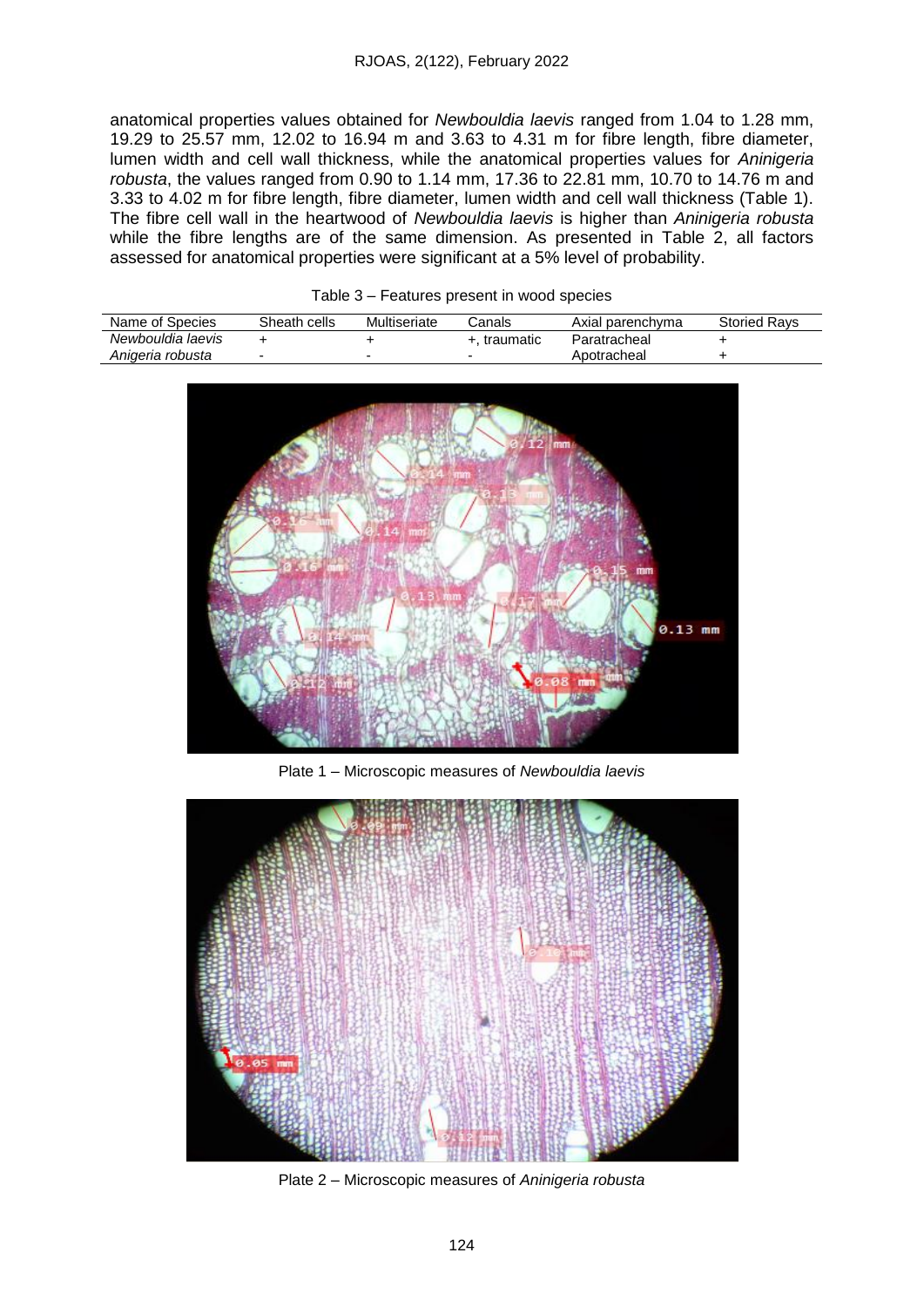anatomical properties values obtained for *Newbouldia laevis* ranged from 1.04 to 1.28 mm, 19.29 to 25.57 mm, 12.02 to 16.94 m and 3.63 to 4.31 m for fibre length, fibre diameter, lumen width and cell wall thickness, while the anatomical properties values for *Aninigeria robusta*, the values ranged from 0.90 to 1.14 mm, 17.36 to 22.81 mm, 10.70 to 14.76 m and 3.33 to 4.02 m for fibre length, fibre diameter, lumen width and cell wall thickness (Table 1). The fibre cell wall in the heartwood of *Newbouldia laevis* is higher than *Aninigeria robusta* while the fibre lengths are of the same dimension. As presented in Table 2, all factors assessed for anatomical properties were significant at a 5% level of probability.

Table 3 – Features present in wood species

| Name of Species | Sheath cells | Multiseriate | Canals | Axial parenchyma | Storied Rays |
|---|---|---|---|---|---|
| *Newbouldia laevis* | + | + | +, traumatic | Paratracheal | + |
| *Anigeria robusta* | - | - | - | Apotracheal | + |

Plate 1 – Microscopic measures of *Newbouldia laevis*

Plate 2 – Microscopic measures of *Aninigeria robusta*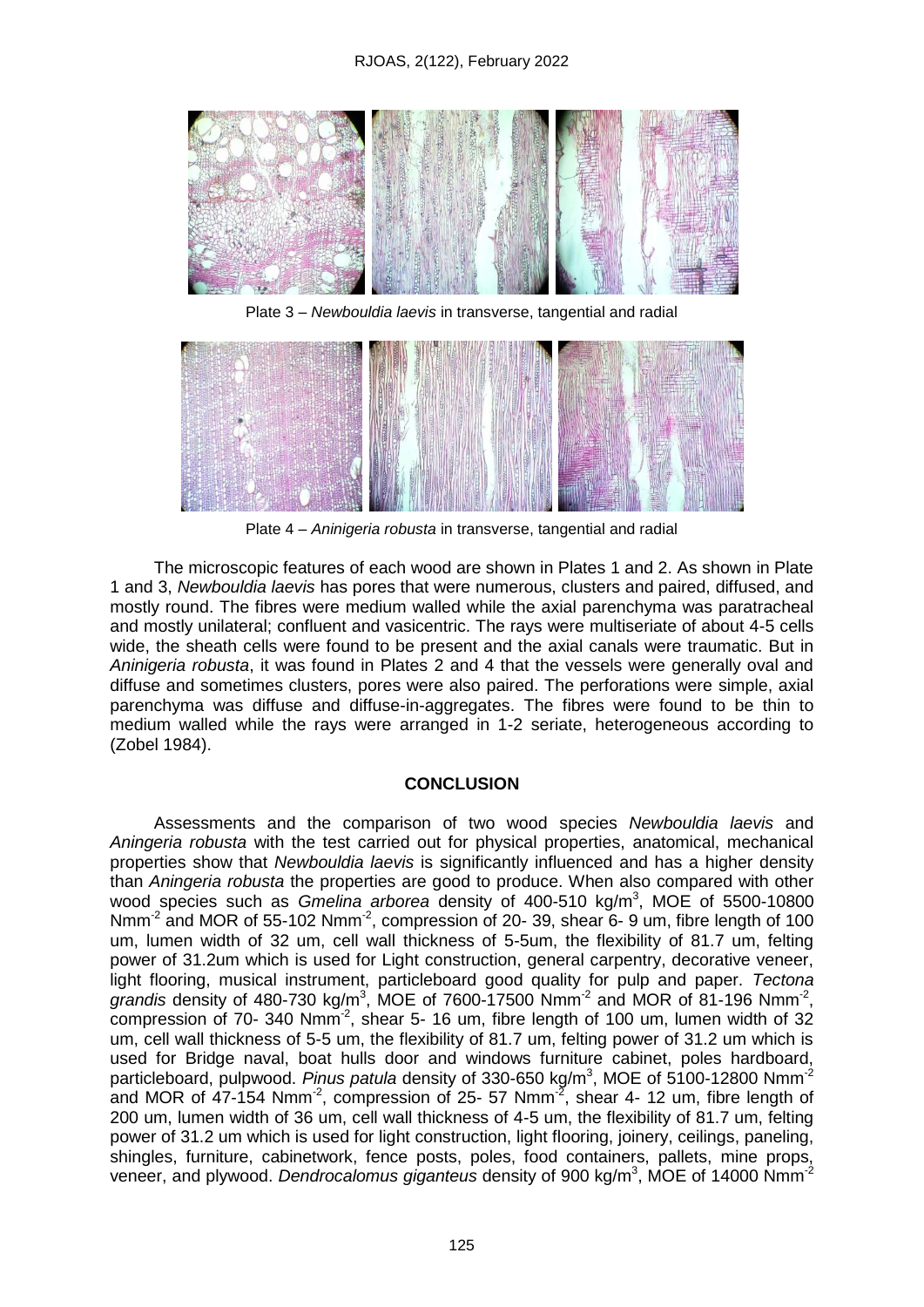Plate 3 – *Newbouldia laevis* in transverse, tangential and radial

Plate 4 – *Aninigeria robusta* in transverse, tangential and radial

The microscopic features of each wood are shown in Plates 1 and 2. As shown in Plate 1 and 3, *Newbouldia laevis* has pores that were numerous, clusters and paired, diffused, and mostly round. The fibres were medium walled while the axial parenchyma was paratracheal and mostly unilateral; confluent and vasicentric. The rays were multiseriate of about 4-5 cells wide, the sheath cells were found to be present and the axial canals were traumatic. But in *Aninigeria robusta*, it was found in Plates 2 and 4 that the vessels were generally oval and diffuse and sometimes clusters, pores were also paired. The perforations were simple, axial parenchyma was diffuse and diffuse-in-aggregates. The fibres were found to be thin to medium walled while the rays were arranged in 1-2 seriate, heterogeneous according to (Zobel 1984).

## CONCLUSION

Assessments and the comparison of two wood species *Newbouldia laevis* and *Aningeria robusta* with the test carried out for physical properties, anatomical, mechanical properties show that *Newbouldia laevis* is significantly influenced and has a higher density than *Aningeria robusta* the properties are good to produce. When also compared with other wood species such as *Gmelina arborea* density of 400-510 kg/m$^3$, MOE of 5500-10800 Nmm$^{-2}$ and MOR of 55-102 Nmm$^{-2}$, compression of 20- 39, shear 6- 9 um, fibre length of 100 um, lumen width of 32 um, cell wall thickness of 5-5um, the flexibility of 81.7 um, felting power of 31.2um which is used for Light construction, general carpentry, decorative veneer, light flooring, musical instrument, particleboard good quality for pulp and paper. *Tectona grandis* density of 480-730 kg/m$^3$, MOE of 7600-17500 Nmm$^{-2}$ and MOR of 81-196 Nmm$^{-2}$, compression of 70- 340 Nmm$^{-2}$, shear 5- 16 um, fibre length of 100 um, lumen width of 32 um, cell wall thickness of 5-5 um, the flexibility of 81.7 um, felting power of 31.2 um which is used for Bridge naval, boat hulls door and windows furniture cabinet, poles hardboard, particleboard, pulpwood. *Pinus patula* density of 330-650 kg/m$^3$, MOE of 5100-12800 Nmm$^{-2}$ and MOR of 47-154 Nmm$^{-2}$, compression of 25- 57 Nmm$^{-2}$, shear 4- 12 um, fibre length of 200 um, lumen width of 36 um, cell wall thickness of 4-5 um, the flexibility of 81.7 um, felting power of 31.2 um which is used for light construction, light flooring, joinery, ceilings, paneling, shingles, furniture, cabinetwork, fence posts, poles, food containers, pallets, mine props, veneer, and plywood. *Dendrocalomus giganteus* density of 900 kg/m$^3$, MOE of 14000 Nmm$^{-2}$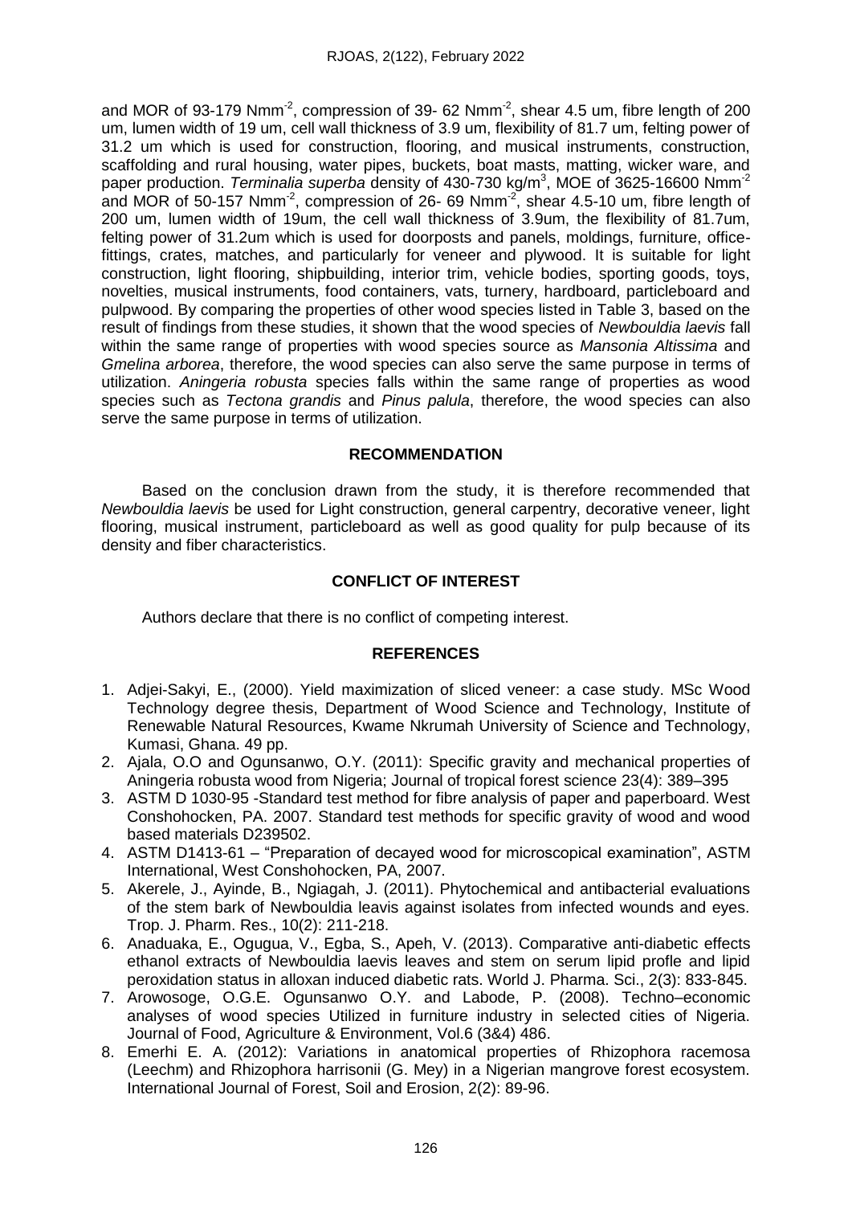and MOR of 93-179 Nmm$^{-2}$, compression of 39- 62 Nmm$^{-2}$, shear 4.5 um, fibre length of 200 um, lumen width of 19 um, cell wall thickness of 3.9 um, flexibility of 81.7 um, felting power of 31.2 um which is used for construction, flooring, and musical instruments, construction, scaffolding and rural housing, water pipes, buckets, boat masts, matting, wicker ware, and paper production. *Terminalia superba* density of 430-730 kg/m$^3$, MOE of 3625-16600 Nmm$^{-2}$ and MOR of 50-157 Nmm$^{-2}$, compression of 26- 69 Nmm$^{-2}$, shear 4.5-10 um, fibre length of 200 um, lumen width of 19um, the cell wall thickness of 3.9um, the flexibility of 81.7um, felting power of 31.2um which is used for doorposts and panels, moldings, furniture, office-fittings, crates, matches, and particularly for veneer and plywood. It is suitable for light construction, light flooring, shipbuilding, interior trim, vehicle bodies, sporting goods, toys, novelties, musical instruments, food containers, vats, turnery, hardboard, particleboard and pulpwood. By comparing the properties of other wood species listed in Table 3, based on the result of findings from these studies, it shown that the wood species of *Newbouldia laevis* fall within the same range of properties with wood species source as *Mansonia Altissima* and *Gmelina arborea*, therefore, the wood species can also serve the same purpose in terms of utilization. *Aningeria robusta* species falls within the same range of properties as wood species such as *Tectona grandis* and *Pinus palula*, therefore, the wood species can also serve the same purpose in terms of utilization.

## RECOMMENDATION

Based on the conclusion drawn from the study, it is therefore recommended that *Newbouldia laevis* be used for Light construction, general carpentry, decorative veneer, light flooring, musical instrument, particleboard as well as good quality for pulp because of its density and fiber characteristics.

## CONFLICT OF INTEREST

Authors declare that there is no conflict of competing interest.

## REFERENCES

1. Adjei-Sakyi, E., (2000). Yield maximization of sliced veneer: a case study. MSc Wood Technology degree thesis, Department of Wood Science and Technology, Institute of Renewable Natural Resources, Kwame Nkrumah University of Science and Technology, Kumasi, Ghana. 49 pp.
2. Ajala, O.O and Ogunsanwo, O.Y. (2011): Specific gravity and mechanical properties of Aningeria robusta wood from Nigeria; Journal of tropical forest science 23(4): 389–395
3. ASTM D 1030-95 -Standard test method for fibre analysis of paper and paperboard. West Conshohocken, PA. 2007. Standard test methods for specific gravity of wood and wood based materials D239502.
4. ASTM D1413-61 – “Preparation of decayed wood for microscopical examination”, ASTM International, West Conshohocken, PA, 2007.
5. Akerele, J., Ayinde, B., Ngiagah, J. (2011). Phytochemical and antibacterial evaluations of the stem bark of Newbouldia leavis against isolates from infected wounds and eyes. Trop. J. Pharm. Res., 10(2): 211-218.
6. Anaduaka, E., Ogugua, V., Egba, S., Apeh, V. (2013). Comparative anti-diabetic effects ethanol extracts of Newbouldia laevis leaves and stem on serum lipid profle and lipid peroxidation status in alloxan induced diabetic rats. World J. Pharma. Sci., 2(3): 833-845.
7. Arowosoge, O.G.E. Ogunsanwo O.Y. and Labode, P. (2008). Techno–economic analyses of wood species Utilized in furniture industry in selected cities of Nigeria. Journal of Food, Agriculture & Environment, Vol.6 (3&4) 486.
8. Emerhi E. A. (2012): Variations in anatomical properties of Rhizophora racemosa (Leechm) and Rhizophora harrisonii (G. Mey) in a Nigerian mangrove forest ecosystem. International Journal of Forest, Soil and Erosion, 2(2): 89-96.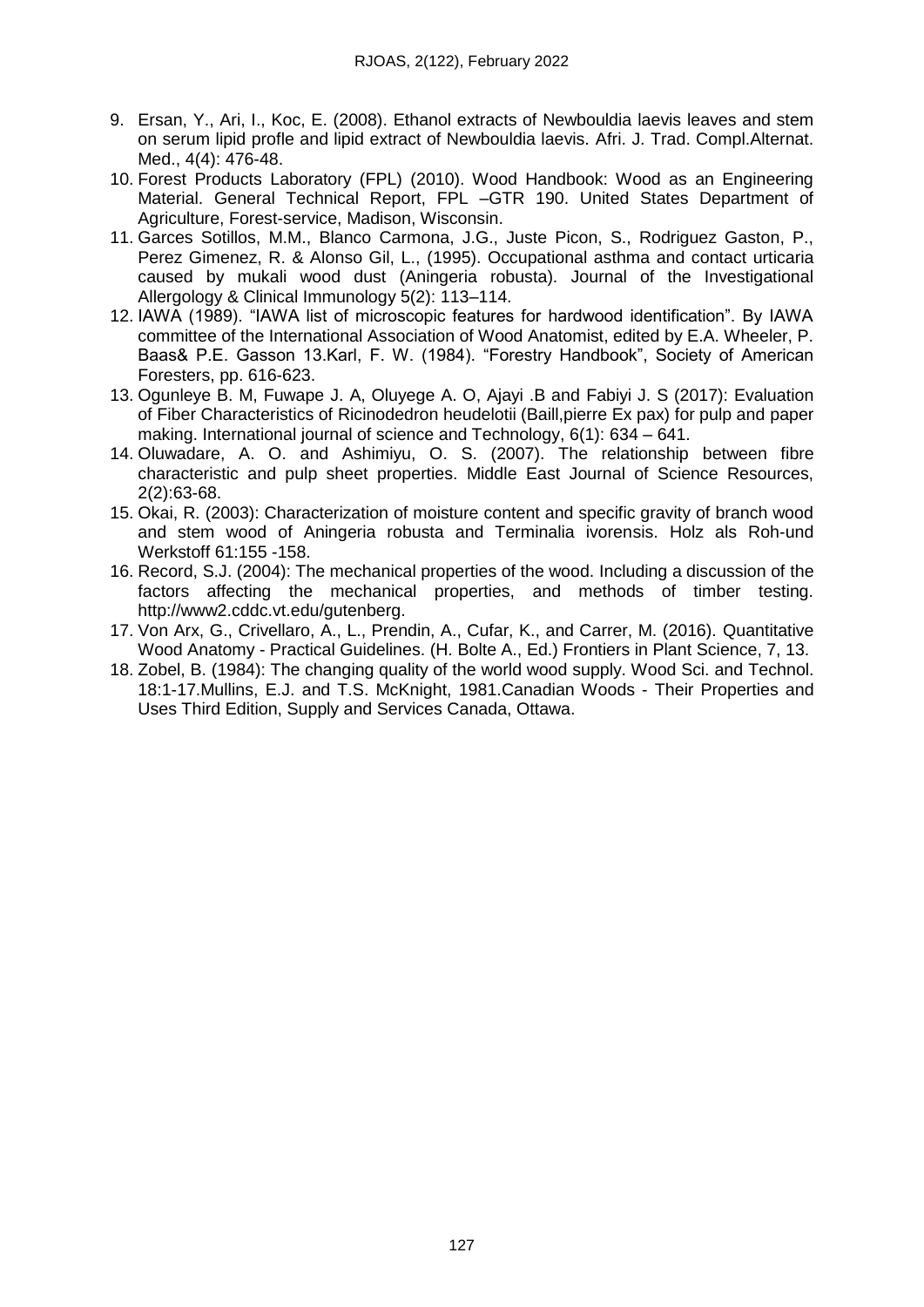9. Ersan, Y., Ari, I., Koc, E. (2008). Ethanol extracts of Newbouldia laevis leaves and stem on serum lipid profle and lipid extract of Newbouldia laevis. Afri. J. Trad. Compl.Alternat. Med., 4(4): 476-48.
10. Forest Products Laboratory (FPL) (2010). Wood Handbook: Wood as an Engineering Material. General Technical Report, FPL –GTR 190. United States Department of Agriculture, Forest-service, Madison, Wisconsin.
11. Garces Sotillos, M.M., Blanco Carmona, J.G., Juste Picon, S., Rodriguez Gaston, P., Perez Gimenez, R. & Alonso Gil, L., (1995). Occupational asthma and contact urticaria caused by mukali wood dust (Aningeria robusta). Journal of the Investigational Allergology & Clinical Immunology 5(2): 113–114.
12. IAWA (1989). "IAWA list of microscopic features for hardwood identification". By IAWA committee of the International Association of Wood Anatomist, edited by E.A. Wheeler, P. Baas& P.E. Gasson 13.Karl, F. W. (1984). "Forestry Handbook", Society of American Foresters, pp. 616-623.
13. Ogunleye B. M, Fuwape J. A, Oluyege A. O, Ajayi .B and Fabiyi J. S (2017): Evaluation of Fiber Characteristics of Ricinodedron heudelotii (Baill,pierre Ex pax) for pulp and paper making. International journal of science and Technology, 6(1): 634 – 641.
14. Oluwadare, A. O. and Ashimiyu, O. S. (2007). The relationship between fibre characteristic and pulp sheet properties. Middle East Journal of Science Resources, 2(2):63-68.
15. Okai, R. (2003): Characterization of moisture content and specific gravity of branch wood and stem wood of Aningeria robusta and Terminalia ivorensis. Holz als Roh-und Werkstoff 61:155 -158.
16. Record, S.J. (2004): The mechanical properties of the wood. Including a discussion of the factors affecting the mechanical properties, and methods of timber testing. http://www2.cddc.vt.edu/gutenberg.
17. Von Arx, G., Crivellaro, A., L., Prendin, A., Cufar, K., and Carrer, M. (2016). Quantitative Wood Anatomy - Practical Guidelines. (H. Bolte A., Ed.) Frontiers in Plant Science, 7, 13.
18. Zobel, B. (1984): The changing quality of the world wood supply. Wood Sci. and Technol. 18:1-17.Mullins, E.J. and T.S. McKnight, 1981.Canadian Woods - Their Properties and Uses Third Edition, Supply and Services Canada, Ottawa.